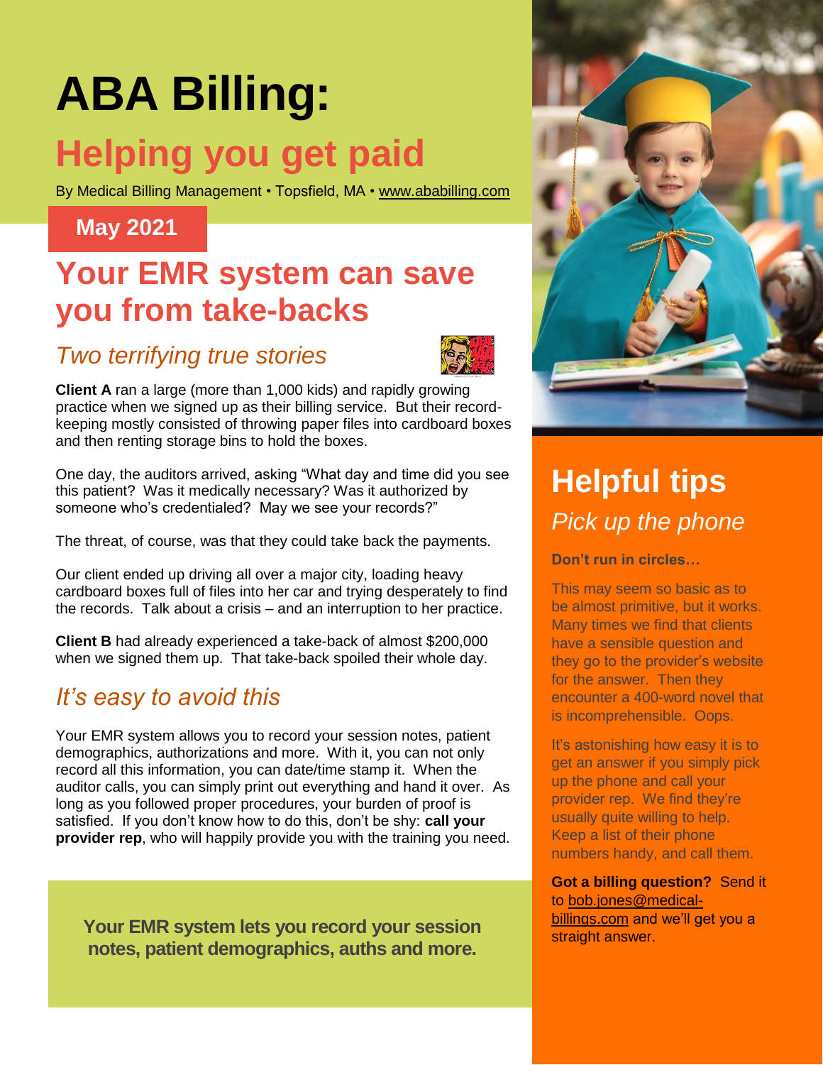# ABA Billing:

## Helping you get paid

By Medical Billing Management • Topsfield, MA • www.ababilling.com

**May 2021**

## Your EMR system can save you from take-backs

### *Two terrifying true stories*

**Client A** ran a large (more than 1,000 kids) and rapidly growing practice when we signed up as their billing service. But their record-keeping mostly consisted of throwing paper files into cardboard boxes and then renting storage bins to hold the boxes.

One day, the auditors arrived, asking "What day and time did you see this patient? Was it medically necessary? Was it authorized by someone who's credentialed? May we see your records?"

The threat, of course, was that they could take back the payments.

Our client ended up driving all over a major city, loading heavy cardboard boxes full of files into her car and trying desperately to find the records. Talk about a crisis – and an interruption to her practice.

**Client B** had already experienced a take-back of almost $200,000 when we signed them up. That take-back spoiled their whole day.

### *It's easy to avoid this*

Your EMR system allows you to record your session notes, patient demographics, authorizations and more. With it, you can not only record all this information, you can date/time stamp it. When the auditor calls, you can simply print out everything and hand it over. As long as you followed proper procedures, your burden of proof is satisfied. If you don't know how to do this, don't be shy: **call your provider rep**, who will happily provide you with the training you need.

**Your EMR system lets you record your session notes, patient demographics, auths and more.**

## Helpful tips

### *Pick up the phone*

**Don't run in circles…**

This may seem so basic as to be almost primitive, but it works. Many times we find that clients have a sensible question and they go to the provider's website for the answer. Then they encounter a 400-word novel that is incomprehensible. Oops.

It's astonishing how easy it is to get an answer if you simply pick up the phone and call your provider rep. We find they're usually quite willing to help. Keep a list of their phone numbers handy, and call them.

**Got a billing question?** Send it to bob.jones@medical-billings.com and we'll get you a straight answer.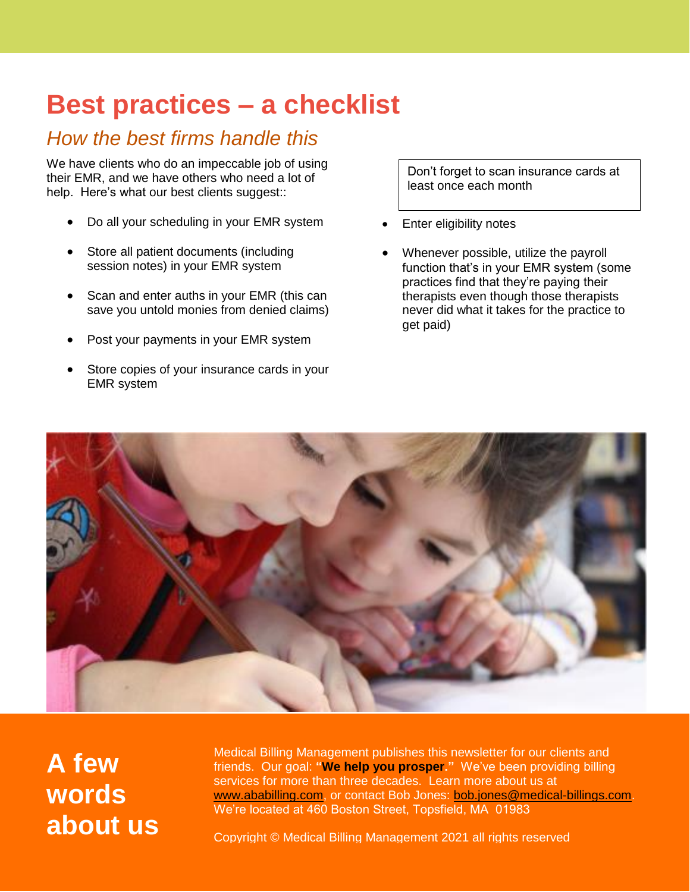# Best practices – a checklist

## *How the best firms handle this*

We have clients who do an impeccable job of using their EMR, and we have others who need a lot of help. Here's what our best clients suggest::

- Do all your scheduling in your EMR system
- Store all patient documents (including session notes) in your EMR system
- Scan and enter auths in your EMR (this can save you untold monies from denied claims)
- Post your payments in your EMR system
- Store copies of your insurance cards in your EMR system

Don't forget to scan insurance cards at least once each month

- Enter eligibility notes
- Whenever possible, utilize the payroll function that's in your EMR system (some practices find that they're paying their therapists even though those therapists never did what it takes for the practice to get paid)

# A few words about us

Medical Billing Management publishes this newsletter for our clients and friends. Our goal: "**We help you prosper**." We've been providing billing services for more than three decades. Learn more about us at www.ababilling.com, or contact Bob Jones: bob.jones@medical-billings.com. We're located at 460 Boston Street, Topsfield, MA 01983

Copyright © Medical Billing Management 2021 all rights reserved